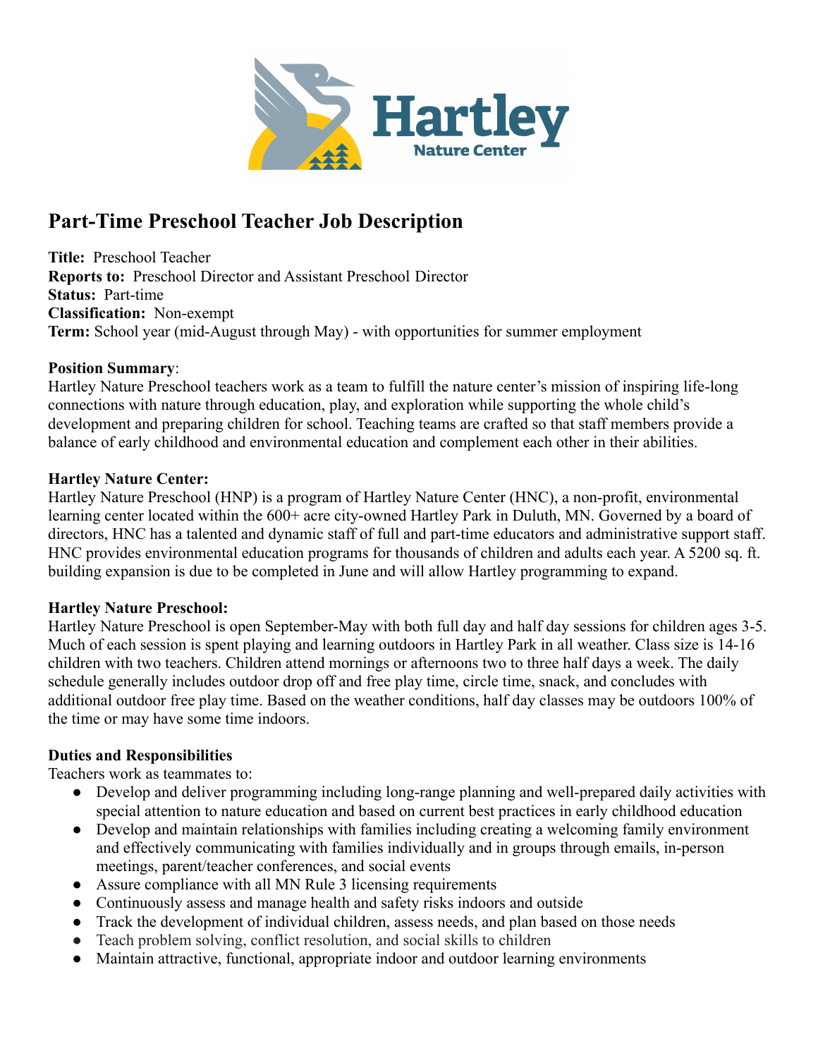# Part-Time Preschool Teacher Job Description

**Title:** Preschool Teacher
**Reports to:** Preschool Director and Assistant Preschool Director
**Status:** Part-time
**Classification:** Non-exempt
**Term:** School year (mid-August through May) - with opportunities for summer employment

**Position Summary**:
Hartley Nature Preschool teachers work as a team to fulfill the nature center's mission of inspiring life-long connections with nature through education, play, and exploration while supporting the whole child's development and preparing children for school. Teaching teams are crafted so that staff members provide a balance of early childhood and environmental education and complement each other in their abilities.

**Hartley Nature Center:**
Hartley Nature Preschool (HNP) is a program of Hartley Nature Center (HNC), a non-profit, environmental learning center located within the 600+ acre city-owned Hartley Park in Duluth, MN. Governed by a board of directors, HNC has a talented and dynamic staff of full and part-time educators and administrative support staff. HNC provides environmental education programs for thousands of children and adults each year. A 5200 sq. ft. building expansion is due to be completed in June and will allow Hartley programming to expand.

**Hartley Nature Preschool:**
Hartley Nature Preschool is open September-May with both full day and half day sessions for children ages 3-5. Much of each session is spent playing and learning outdoors in Hartley Park in all weather. Class size is 14-16 children with two teachers. Children attend mornings or afternoons two to three half days a week. The daily schedule generally includes outdoor drop off and free play time, circle time, snack, and concludes with additional outdoor free play time. Based on the weather conditions, half day classes may be outdoors 100% of the time or may have some time indoors.

**Duties and Responsibilities**
Teachers work as teammates to:

- Develop and deliver programming including long-range planning and well-prepared daily activities with special attention to nature education and based on current best practices in early childhood education
- Develop and maintain relationships with families including creating a welcoming family environment and effectively communicating with families individually and in groups through emails, in-person meetings, parent/teacher conferences, and social events
- Assure compliance with all MN Rule 3 licensing requirements
- Continuously assess and manage health and safety risks indoors and outside
- Track the development of individual children, assess needs, and plan based on those needs
- Teach problem solving, conflict resolution, and social skills to children
- Maintain attractive, functional, appropriate indoor and outdoor learning environments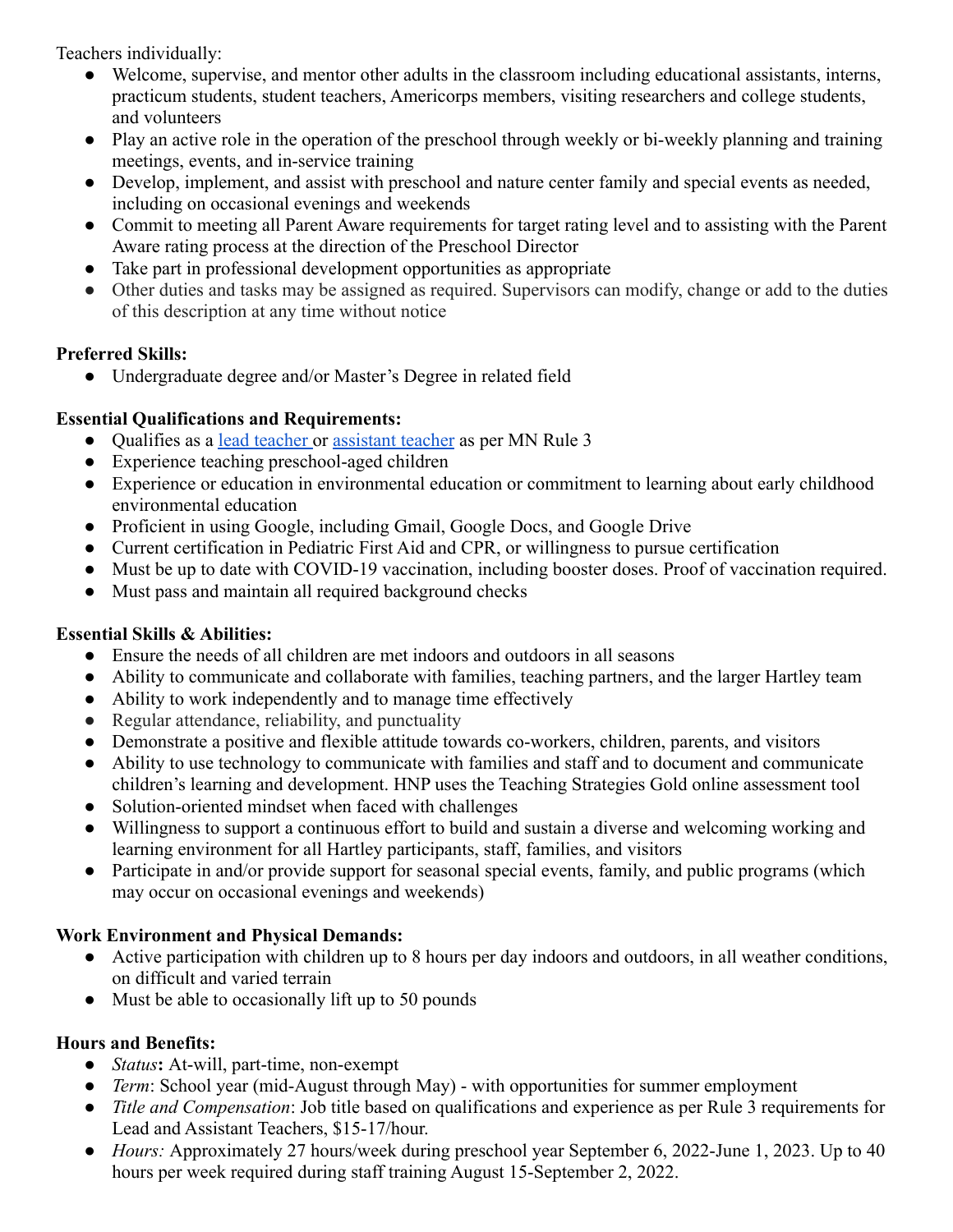Teachers individually:

- Welcome, supervise, and mentor other adults in the classroom including educational assistants, interns, practicum students, student teachers, Americorps members, visiting researchers and college students, and volunteers
- Play an active role in the operation of the preschool through weekly or bi-weekly planning and training meetings, events, and in-service training
- Develop, implement, and assist with preschool and nature center family and special events as needed, including on occasional evenings and weekends
- Commit to meeting all Parent Aware requirements for target rating level and to assisting with the Parent Aware rating process at the direction of the Preschool Director
- Take part in professional development opportunities as appropriate
- Other duties and tasks may be assigned as required. Supervisors can modify, change or add to the duties of this description at any time without notice

**Preferred Skills:**

- Undergraduate degree and/or Master's Degree in related field

**Essential Qualifications and Requirements:**

- Qualifies as a lead teacher or assistant teacher as per MN Rule 3
- Experience teaching preschool-aged children
- Experience or education in environmental education or commitment to learning about early childhood environmental education
- Proficient in using Google, including Gmail, Google Docs, and Google Drive
- Current certification in Pediatric First Aid and CPR, or willingness to pursue certification
- Must be up to date with COVID-19 vaccination, including booster doses. Proof of vaccination required.
- Must pass and maintain all required background checks

**Essential Skills & Abilities:**

- Ensure the needs of all children are met indoors and outdoors in all seasons
- Ability to communicate and collaborate with families, teaching partners, and the larger Hartley team
- Ability to work independently and to manage time effectively
- Regular attendance, reliability, and punctuality
- Demonstrate a positive and flexible attitude towards co-workers, children, parents, and visitors
- Ability to use technology to communicate with families and staff and to document and communicate children's learning and development. HNP uses the Teaching Strategies Gold online assessment tool
- Solution-oriented mindset when faced with challenges
- Willingness to support a continuous effort to build and sustain a diverse and welcoming working and learning environment for all Hartley participants, staff, families, and visitors
- Participate in and/or provide support for seasonal special events, family, and public programs (which may occur on occasional evenings and weekends)

**Work Environment and Physical Demands:**

- Active participation with children up to 8 hours per day indoors and outdoors, in all weather conditions, on difficult and varied terrain
- Must be able to occasionally lift up to 50 pounds

**Hours and Benefits:**

- *Status***:** At-will, part-time, non-exempt
- *Term*: School year (mid-August through May) - with opportunities for summer employment
- *Title and Compensation*: Job title based on qualifications and experience as per Rule 3 requirements for Lead and Assistant Teachers, $15-17/hour.
- *Hours:* Approximately 27 hours/week during preschool year September 6, 2022-June 1, 2023. Up to 40 hours per week required during staff training August 15-September 2, 2022.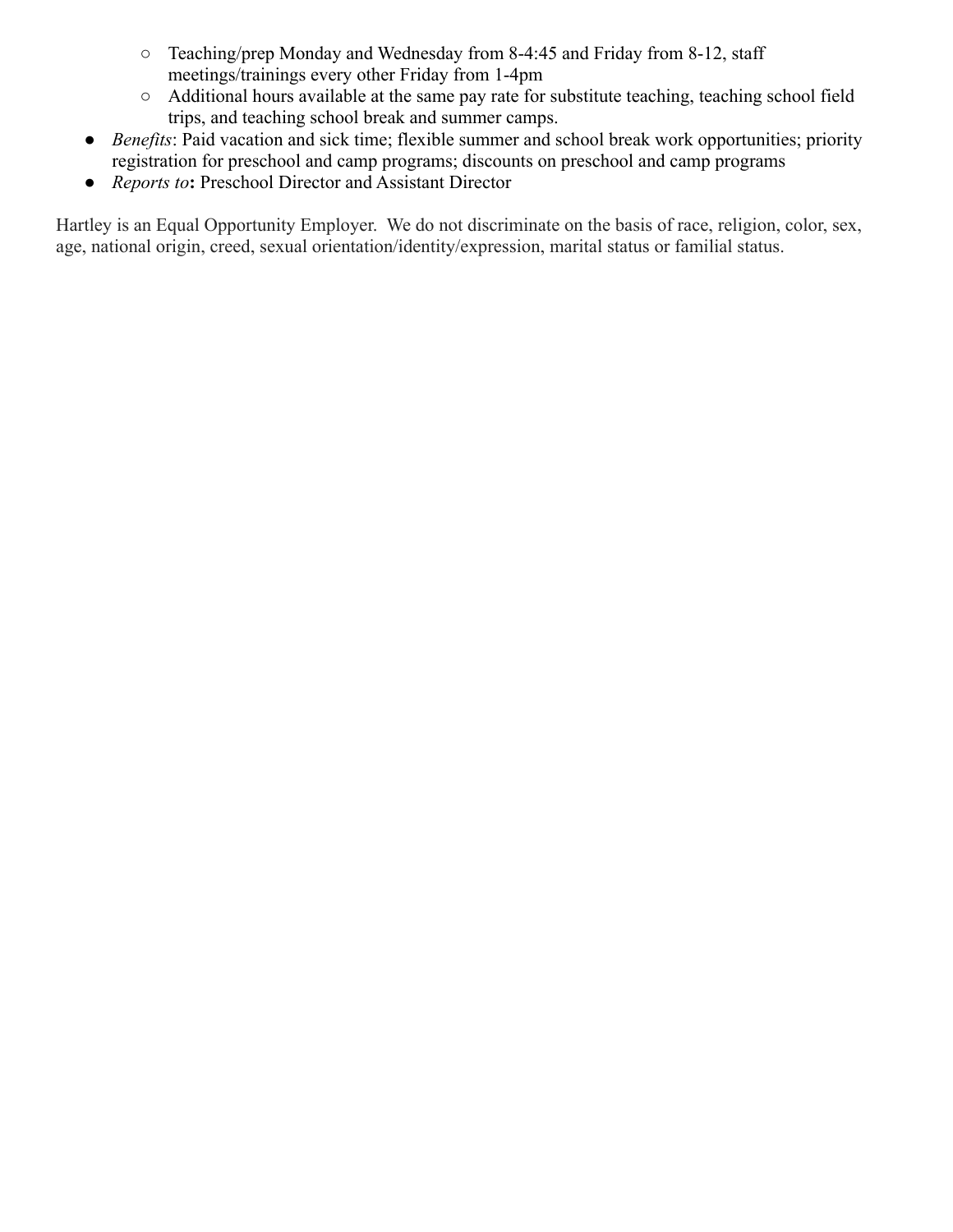- Teaching/prep Monday and Wednesday from 8-4:45 and Friday from 8-12, staff meetings/trainings every other Friday from 1-4pm
    - Additional hours available at the same pay rate for substitute teaching, teaching school field trips, and teaching school break and summer camps.
- *Benefits*: Paid vacation and sick time; flexible summer and school break work opportunities; priority registration for preschool and camp programs; discounts on preschool and camp programs
- *Reports to*: Preschool Director and Assistant Director

Hartley is an Equal Opportunity Employer. We do not discriminate on the basis of race, religion, color, sex, age, national origin, creed, sexual orientation/identity/expression, marital status or familial status.